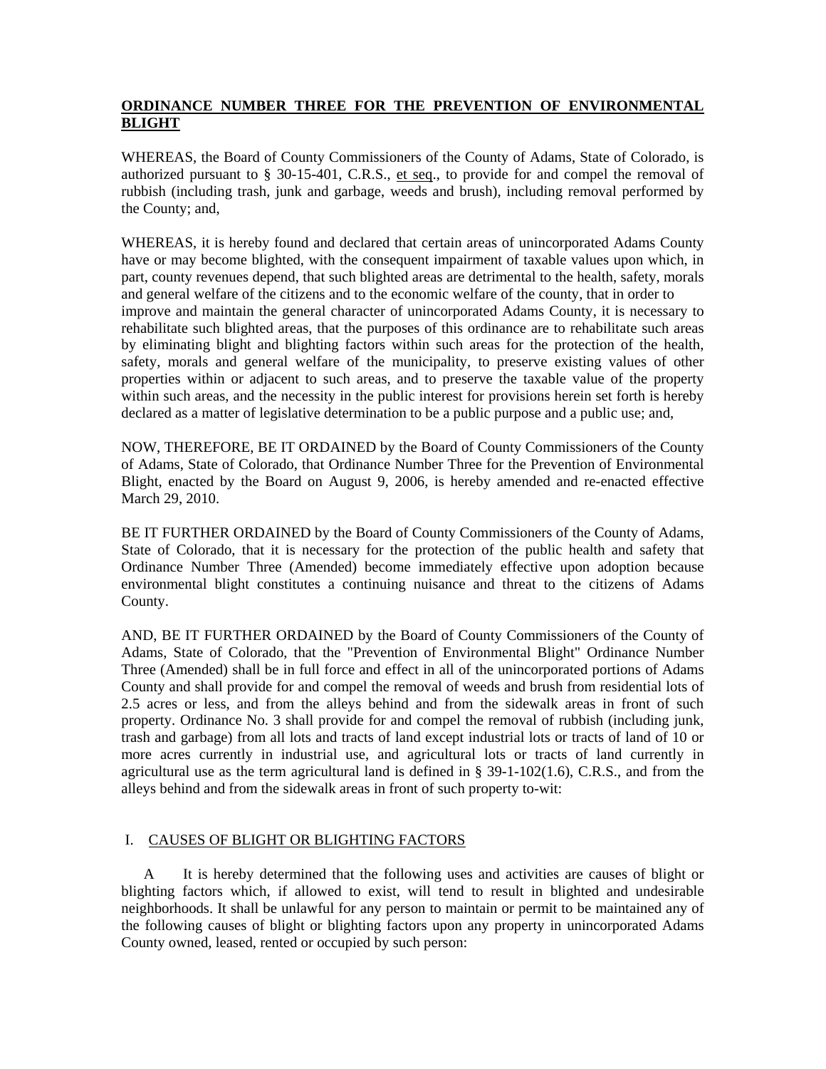**ORDINANCE NUMBER THREE FOR THE PREVENTION OF ENVIRONMENTAL BLIGHT**

WHEREAS, the Board of County Commissioners of the County of Adams, State of Colorado, is authorized pursuant to § 30-15-401, C.R.S., et seq., to provide for and compel the removal of rubbish (including trash, junk and garbage, weeds and brush), including removal performed by the County; and,

WHEREAS, it is hereby found and declared that certain areas of unincorporated Adams County have or may become blighted, with the consequent impairment of taxable values upon which, in part, county revenues depend, that such blighted areas are detrimental to the health, safety, morals and general welfare of the citizens and to the economic welfare of the county, that in order to improve and maintain the general character of unincorporated Adams County, it is necessary to rehabilitate such blighted areas, that the purposes of this ordinance are to rehabilitate such areas by eliminating blight and blighting factors within such areas for the protection of the health, safety, morals and general welfare of the municipality, to preserve existing values of other properties within or adjacent to such areas, and to preserve the taxable value of the property within such areas, and the necessity in the public interest for provisions herein set forth is hereby declared as a matter of legislative determination to be a public purpose and a public use; and,

NOW, THEREFORE, BE IT ORDAINED by the Board of County Commissioners of the County of Adams, State of Colorado, that Ordinance Number Three for the Prevention of Environmental Blight, enacted by the Board on August 9, 2006, is hereby amended and re-enacted effective March 29, 2010.

BE IT FURTHER ORDAINED by the Board of County Commissioners of the County of Adams, State of Colorado, that it is necessary for the protection of the public health and safety that Ordinance Number Three (Amended) become immediately effective upon adoption because environmental blight constitutes a continuing nuisance and threat to the citizens of Adams County.

AND, BE IT FURTHER ORDAINED by the Board of County Commissioners of the County of Adams, State of Colorado, that the "Prevention of Environmental Blight" Ordinance Number Three (Amended) shall be in full force and effect in all of the unincorporated portions of Adams County and shall provide for and compel the removal of weeds and brush from residential lots of 2.5 acres or less, and from the alleys behind and from the sidewalk areas in front of such property. Ordinance No. 3 shall provide for and compel the removal of rubbish (including junk, trash and garbage) from all lots and tracts of land except industrial lots or tracts of land of 10 or more acres currently in industrial use, and agricultural lots or tracts of land currently in agricultural use as the term agricultural land is defined in § 39-1-102(1.6), C.R.S., and from the alleys behind and from the sidewalk areas in front of such property to-wit:

## I. CAUSES OF BLIGHT OR BLIGHTING FACTORS

A It is hereby determined that the following uses and activities are causes of blight or blighting factors which, if allowed to exist, will tend to result in blighted and undesirable neighborhoods. It shall be unlawful for any person to maintain or permit to be maintained any of the following causes of blight or blighting factors upon any property in unincorporated Adams County owned, leased, rented or occupied by such person: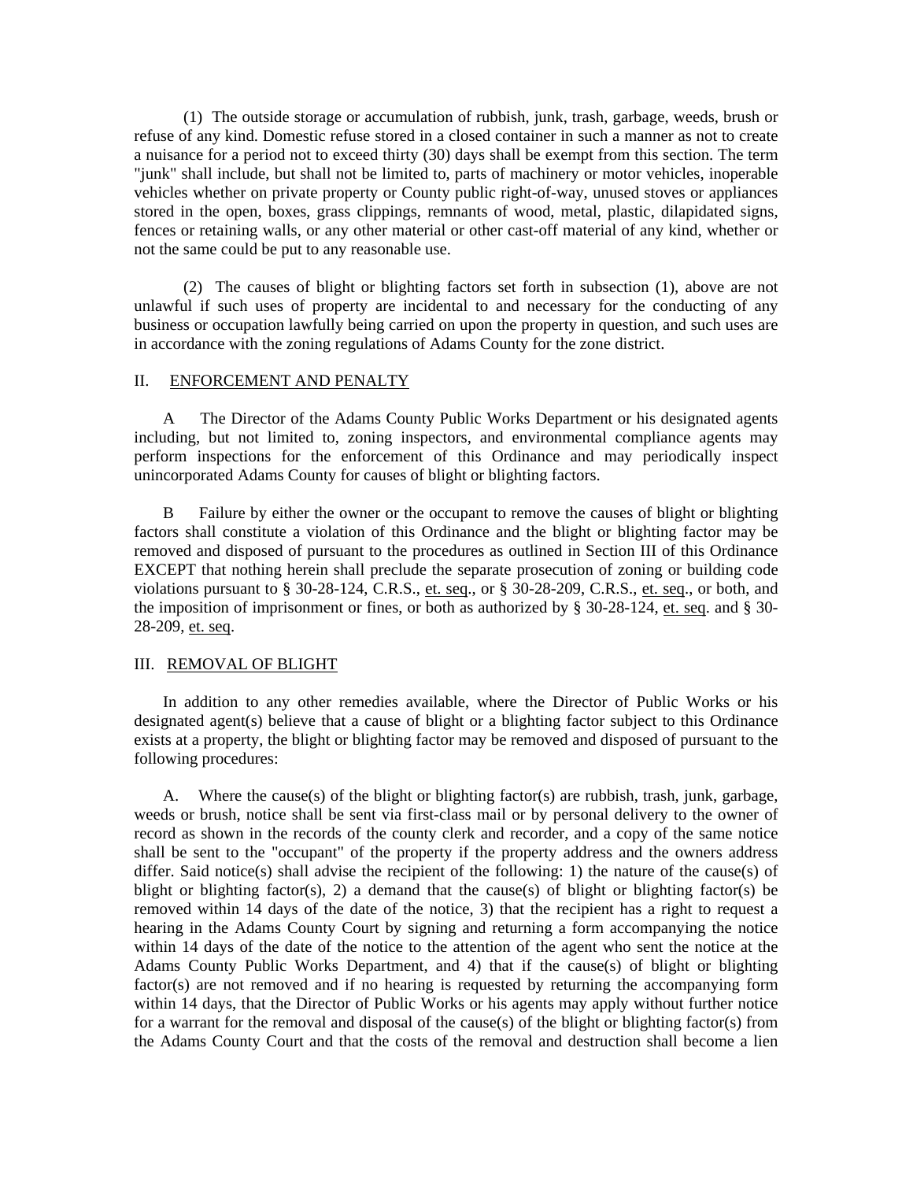(1) The outside storage or accumulation of rubbish, junk, trash, garbage, weeds, brush or refuse of any kind. Domestic refuse stored in a closed container in such a manner as not to create a nuisance for a period not to exceed thirty (30) days shall be exempt from this section. The term "junk" shall include, but shall not be limited to, parts of machinery or motor vehicles, inoperable vehicles whether on private property or County public right-of-way, unused stoves or appliances stored in the open, boxes, grass clippings, remnants of wood, metal, plastic, dilapidated signs, fences or retaining walls, or any other material or other cast-off material of any kind, whether or not the same could be put to any reasonable use.

(2) The causes of blight or blighting factors set forth in subsection (1), above are not unlawful if such uses of property are incidental to and necessary for the conducting of any business or occupation lawfully being carried on upon the property in question, and such uses are in accordance with the zoning regulations of Adams County for the zone district.

## II. ENFORCEMENT AND PENALTY

A The Director of the Adams County Public Works Department or his designated agents including, but not limited to, zoning inspectors, and environmental compliance agents may perform inspections for the enforcement of this Ordinance and may periodically inspect unincorporated Adams County for causes of blight or blighting factors.

B Failure by either the owner or the occupant to remove the causes of blight or blighting factors shall constitute a violation of this Ordinance and the blight or blighting factor may be removed and disposed of pursuant to the procedures as outlined in Section III of this Ordinance EXCEPT that nothing herein shall preclude the separate prosecution of zoning or building code violations pursuant to § 30-28-124, C.R.S., et. seq., or § 30-28-209, C.R.S., et. seq., or both, and the imposition of imprisonment or fines, or both as authorized by § 30-28-124, et. seq. and § 30-28-209, et. seq.

## III. REMOVAL OF BLIGHT

In addition to any other remedies available, where the Director of Public Works or his designated agent(s) believe that a cause of blight or a blighting factor subject to this Ordinance exists at a property, the blight or blighting factor may be removed and disposed of pursuant to the following procedures:

A. Where the cause(s) of the blight or blighting factor(s) are rubbish, trash, junk, garbage, weeds or brush, notice shall be sent via first-class mail or by personal delivery to the owner of record as shown in the records of the county clerk and recorder, and a copy of the same notice shall be sent to the "occupant" of the property if the property address and the owners address differ. Said notice(s) shall advise the recipient of the following: 1) the nature of the cause(s) of blight or blighting factor(s), 2) a demand that the cause(s) of blight or blighting factor(s) be removed within 14 days of the date of the notice, 3) that the recipient has a right to request a hearing in the Adams County Court by signing and returning a form accompanying the notice within 14 days of the date of the notice to the attention of the agent who sent the notice at the Adams County Public Works Department, and 4) that if the cause(s) of blight or blighting factor(s) are not removed and if no hearing is requested by returning the accompanying form within 14 days, that the Director of Public Works or his agents may apply without further notice for a warrant for the removal and disposal of the cause(s) of the blight or blighting factor(s) from the Adams County Court and that the costs of the removal and destruction shall become a lien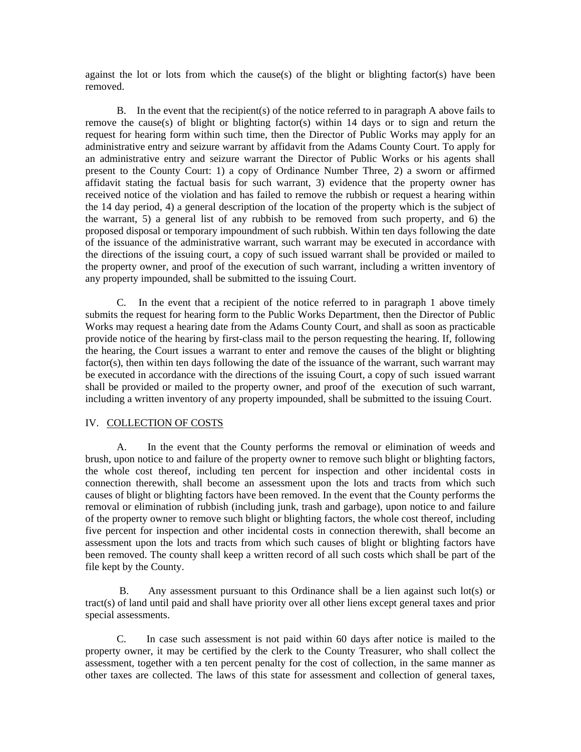against the lot or lots from which the cause(s) of the blight or blighting factor(s) have been removed.

B. In the event that the recipient(s) of the notice referred to in paragraph A above fails to remove the cause(s) of blight or blighting factor(s) within 14 days or to sign and return the request for hearing form within such time, then the Director of Public Works may apply for an administrative entry and seizure warrant by affidavit from the Adams County Court. To apply for an administrative entry and seizure warrant the Director of Public Works or his agents shall present to the County Court: 1) a copy of Ordinance Number Three, 2) a sworn or affirmed affidavit stating the factual basis for such warrant, 3) evidence that the property owner has received notice of the violation and has failed to remove the rubbish or request a hearing within the 14 day period, 4) a general description of the location of the property which is the subject of the warrant, 5) a general list of any rubbish to be removed from such property, and 6) the proposed disposal or temporary impoundment of such rubbish. Within ten days following the date of the issuance of the administrative warrant, such warrant may be executed in accordance with the directions of the issuing court, a copy of such issued warrant shall be provided or mailed to the property owner, and proof of the execution of such warrant, including a written inventory of any property impounded, shall be submitted to the issuing Court.

C. In the event that a recipient of the notice referred to in paragraph 1 above timely submits the request for hearing form to the Public Works Department, then the Director of Public Works may request a hearing date from the Adams County Court, and shall as soon as practicable provide notice of the hearing by first-class mail to the person requesting the hearing. If, following the hearing, the Court issues a warrant to enter and remove the causes of the blight or blighting factor(s), then within ten days following the date of the issuance of the warrant, such warrant may be executed in accordance with the directions of the issuing Court, a copy of such issued warrant shall be provided or mailed to the property owner, and proof of the execution of such warrant, including a written inventory of any property impounded, shall be submitted to the issuing Court.

## IV. COLLECTION OF COSTS

A. In the event that the County performs the removal or elimination of weeds and brush, upon notice to and failure of the property owner to remove such blight or blighting factors, the whole cost thereof, including ten percent for inspection and other incidental costs in connection therewith, shall become an assessment upon the lots and tracts from which such causes of blight or blighting factors have been removed. In the event that the County performs the removal or elimination of rubbish (including junk, trash and garbage), upon notice to and failure of the property owner to remove such blight or blighting factors, the whole cost thereof, including five percent for inspection and other incidental costs in connection therewith, shall become an assessment upon the lots and tracts from which such causes of blight or blighting factors have been removed. The county shall keep a written record of all such costs which shall be part of the file kept by the County.

B. Any assessment pursuant to this Ordinance shall be a lien against such lot(s) or tract(s) of land until paid and shall have priority over all other liens except general taxes and prior special assessments.

C. In case such assessment is not paid within 60 days after notice is mailed to the property owner, it may be certified by the clerk to the County Treasurer, who shall collect the assessment, together with a ten percent penalty for the cost of collection, in the same manner as other taxes are collected. The laws of this state for assessment and collection of general taxes,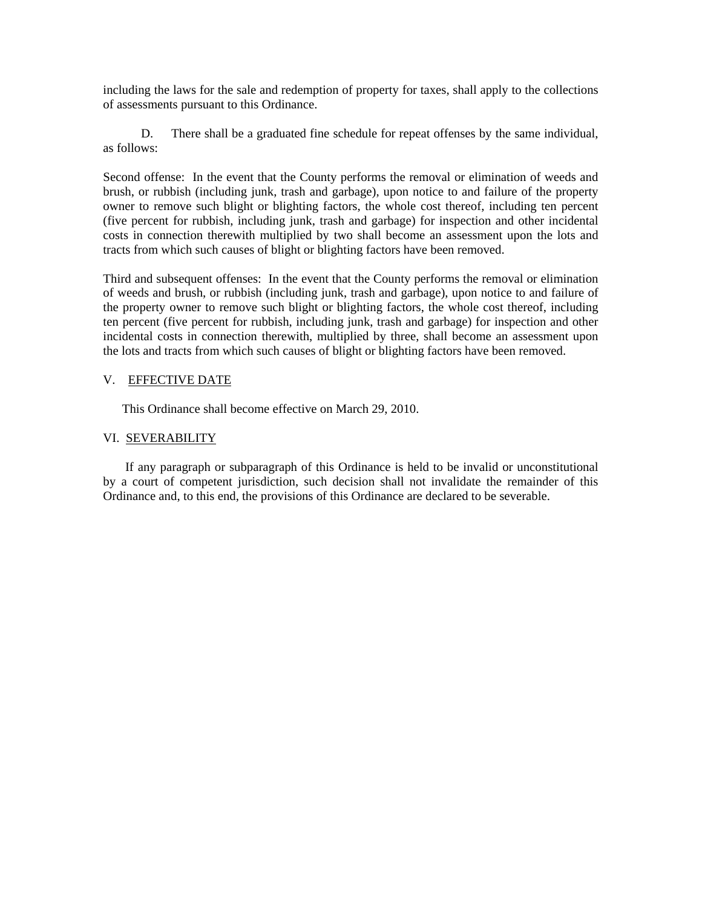including the laws for the sale and redemption of property for taxes, shall apply to the collections of assessments pursuant to this Ordinance.

D. There shall be a graduated fine schedule for repeat offenses by the same individual, as follows:

Second offense: In the event that the County performs the removal or elimination of weeds and brush, or rubbish (including junk, trash and garbage), upon notice to and failure of the property owner to remove such blight or blighting factors, the whole cost thereof, including ten percent (five percent for rubbish, including junk, trash and garbage) for inspection and other incidental costs in connection therewith multiplied by two shall become an assessment upon the lots and tracts from which such causes of blight or blighting factors have been removed.

Third and subsequent offenses: In the event that the County performs the removal or elimination of weeds and brush, or rubbish (including junk, trash and garbage), upon notice to and failure of the property owner to remove such blight or blighting factors, the whole cost thereof, including ten percent (five percent for rubbish, including junk, trash and garbage) for inspection and other incidental costs in connection therewith, multiplied by three, shall become an assessment upon the lots and tracts from which such causes of blight or blighting factors have been removed.

## V. EFFECTIVE DATE

This Ordinance shall become effective on March 29, 2010.

## VI. SEVERABILITY

If any paragraph or subparagraph of this Ordinance is held to be invalid or unconstitutional by a court of competent jurisdiction, such decision shall not invalidate the remainder of this Ordinance and, to this end, the provisions of this Ordinance are declared to be severable.